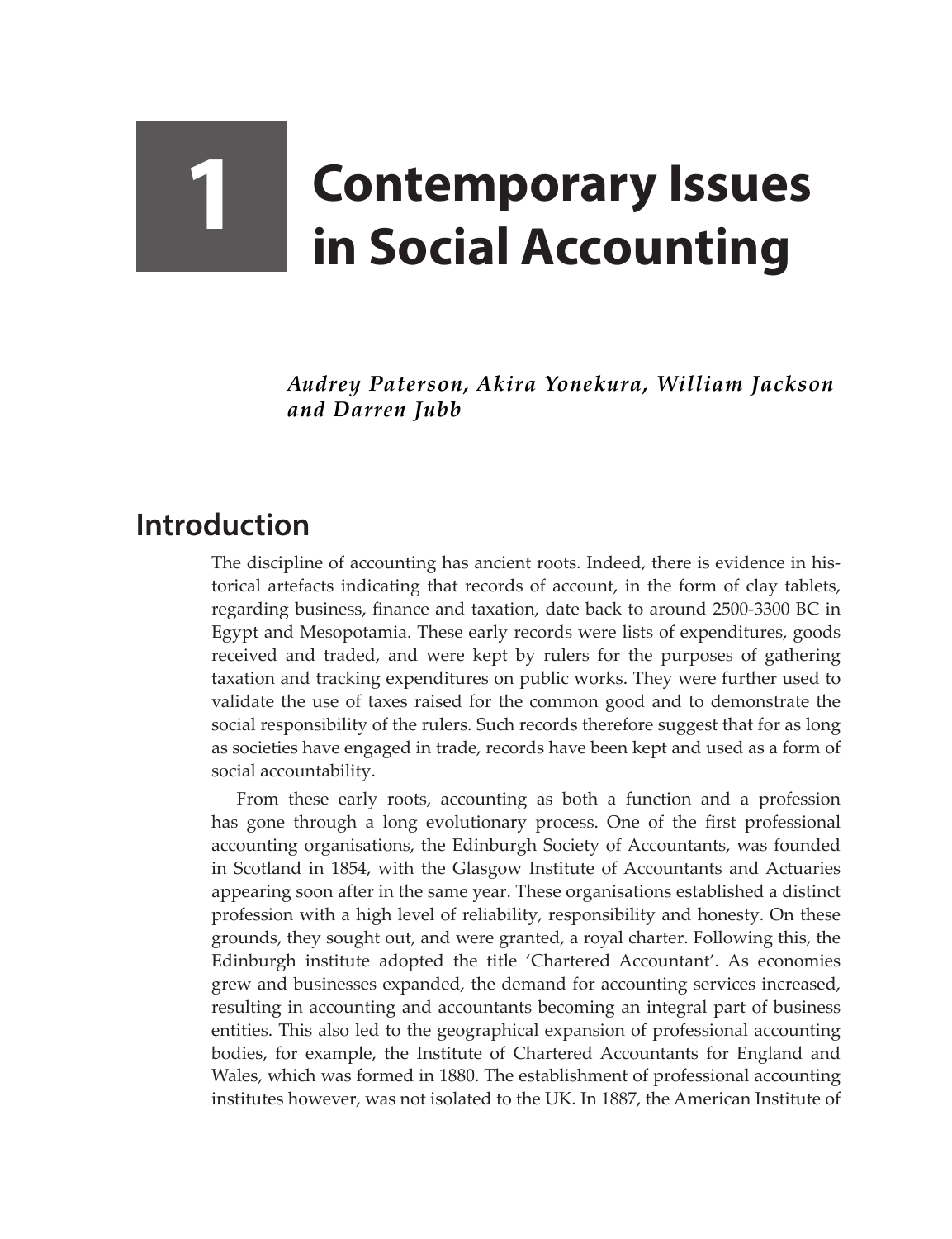# 1 Contemporary Issues in Social Accounting

*Audrey Paterson, Akira Yonekura, William Jackson and Darren Jubb*

## Introduction

The discipline of accounting has ancient roots. Indeed, there is evidence in historical artefacts indicating that records of account, in the form of clay tablets, regarding business, finance and taxation, date back to around 2500-3300 BC in Egypt and Mesopotamia. These early records were lists of expenditures, goods received and traded, and were kept by rulers for the purposes of gathering taxation and tracking expenditures on public works. They were further used to validate the use of taxes raised for the common good and to demonstrate the social responsibility of the rulers. Such records therefore suggest that for as long as societies have engaged in trade, records have been kept and used as a form of social accountability.

From these early roots, accounting as both a function and a profession has gone through a long evolutionary process. One of the first professional accounting organisations, the Edinburgh Society of Accountants, was founded in Scotland in 1854, with the Glasgow Institute of Accountants and Actuaries appearing soon after in the same year. These organisations established a distinct profession with a high level of reliability, responsibility and honesty. On these grounds, they sought out, and were granted, a royal charter. Following this, the Edinburgh institute adopted the title 'Chartered Accountant'. As economies grew and businesses expanded, the demand for accounting services increased, resulting in accounting and accountants becoming an integral part of business entities. This also led to the geographical expansion of professional accounting bodies, for example, the Institute of Chartered Accountants for England and Wales, which was formed in 1880. The establishment of professional accounting institutes however, was not isolated to the UK. In 1887, the American Institute of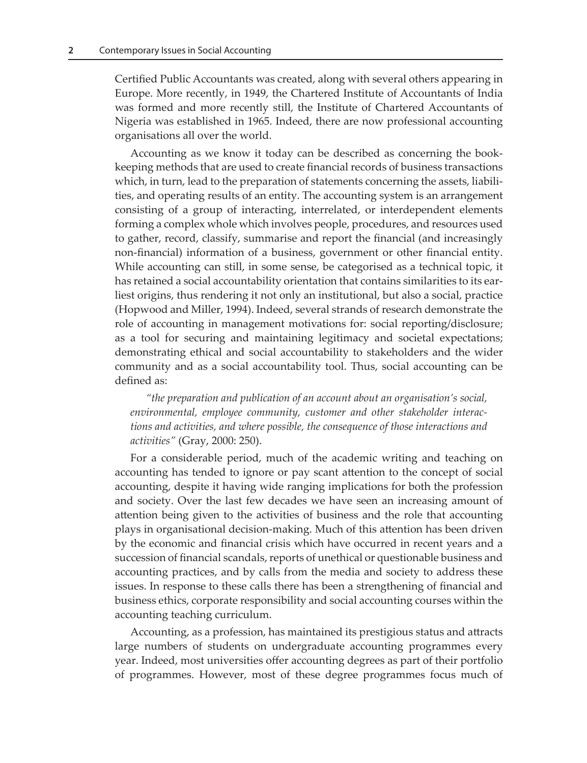Certified Public Accountants was created, along with several others appearing in Europe. More recently, in 1949, the Chartered Institute of Accountants of India was formed and more recently still, the Institute of Chartered Accountants of Nigeria was established in 1965. Indeed, there are now professional accounting organisations all over the world.

Accounting as we know it today can be described as concerning the book-keeping methods that are used to create financial records of business transactions which, in turn, lead to the preparation of statements concerning the assets, liabilities, and operating results of an entity. The accounting system is an arrangement consisting of a group of interacting, interrelated, or interdependent elements forming a complex whole which involves people, procedures, and resources used to gather, record, classify, summarise and report the financial (and increasingly non-financial) information of a business, government or other financial entity. While accounting can still, in some sense, be categorised as a technical topic, it has retained a social accountability orientation that contains similarities to its earliest origins, thus rendering it not only an institutional, but also a social, practice (Hopwood and Miller, 1994). Indeed, several strands of research demonstrate the role of accounting in management motivations for: social reporting/disclosure; as a tool for securing and maintaining legitimacy and societal expectations; demonstrating ethical and social accountability to stakeholders and the wider community and as a social accountability tool. Thus, social accounting can be defined as:

> *"the preparation and publication of an account about an organisation's social, environmental, employee community, customer and other stakeholder interactions and activities, and where possible, the consequence of those interactions and activities"* (Gray, 2000: 250).

For a considerable period, much of the academic writing and teaching on accounting has tended to ignore or pay scant attention to the concept of social accounting, despite it having wide ranging implications for both the profession and society. Over the last few decades we have seen an increasing amount of attention being given to the activities of business and the role that accounting plays in organisational decision-making. Much of this attention has been driven by the economic and financial crisis which have occurred in recent years and a succession of financial scandals, reports of unethical or questionable business and accounting practices, and by calls from the media and society to address these issues. In response to these calls there has been a strengthening of financial and business ethics, corporate responsibility and social accounting courses within the accounting teaching curriculum.

Accounting, as a profession, has maintained its prestigious status and attracts large numbers of students on undergraduate accounting programmes every year. Indeed, most universities offer accounting degrees as part of their portfolio of programmes. However, most of these degree programmes focus much of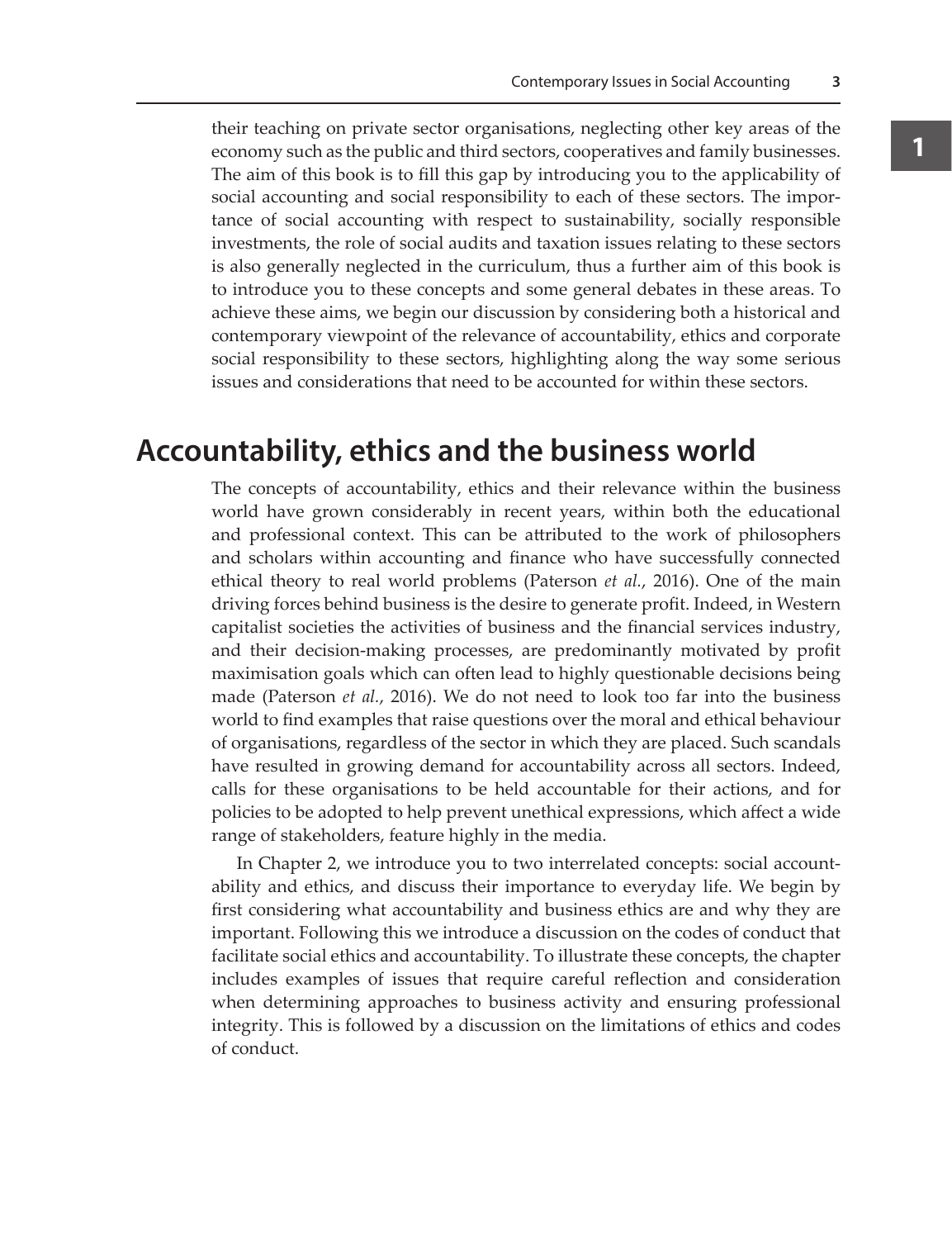their teaching on private sector organisations, neglecting other key areas of the economy such as the public and third sectors, cooperatives and family businesses. The aim of this book is to fill this gap by introducing you to the applicability of social accounting and social responsibility to each of these sectors. The importance of social accounting with respect to sustainability, socially responsible investments, the role of social audits and taxation issues relating to these sectors is also generally neglected in the curriculum, thus a further aim of this book is to introduce you to these concepts and some general debates in these areas. To achieve these aims, we begin our discussion by considering both a historical and contemporary viewpoint of the relevance of accountability, ethics and corporate social responsibility to these sectors, highlighting along the way some serious issues and considerations that need to be accounted for within these sectors.

## Accountability, ethics and the business world

The concepts of accountability, ethics and their relevance within the business world have grown considerably in recent years, within both the educational and professional context. This can be attributed to the work of philosophers and scholars within accounting and finance who have successfully connected ethical theory to real world problems (Paterson *et al.*, 2016). One of the main driving forces behind business is the desire to generate profit. Indeed, in Western capitalist societies the activities of business and the financial services industry, and their decision-making processes, are predominantly motivated by profit maximisation goals which can often lead to highly questionable decisions being made (Paterson *et al.*, 2016). We do not need to look too far into the business world to find examples that raise questions over the moral and ethical behaviour of organisations, regardless of the sector in which they are placed. Such scandals have resulted in growing demand for accountability across all sectors. Indeed, calls for these organisations to be held accountable for their actions, and for policies to be adopted to help prevent unethical expressions, which affect a wide range of stakeholders, feature highly in the media.

In Chapter 2, we introduce you to two interrelated concepts: social accountability and ethics, and discuss their importance to everyday life. We begin by first considering what accountability and business ethics are and why they are important. Following this we introduce a discussion on the codes of conduct that facilitate social ethics and accountability. To illustrate these concepts, the chapter includes examples of issues that require careful reflection and consideration when determining approaches to business activity and ensuring professional integrity. This is followed by a discussion on the limitations of ethics and codes of conduct.